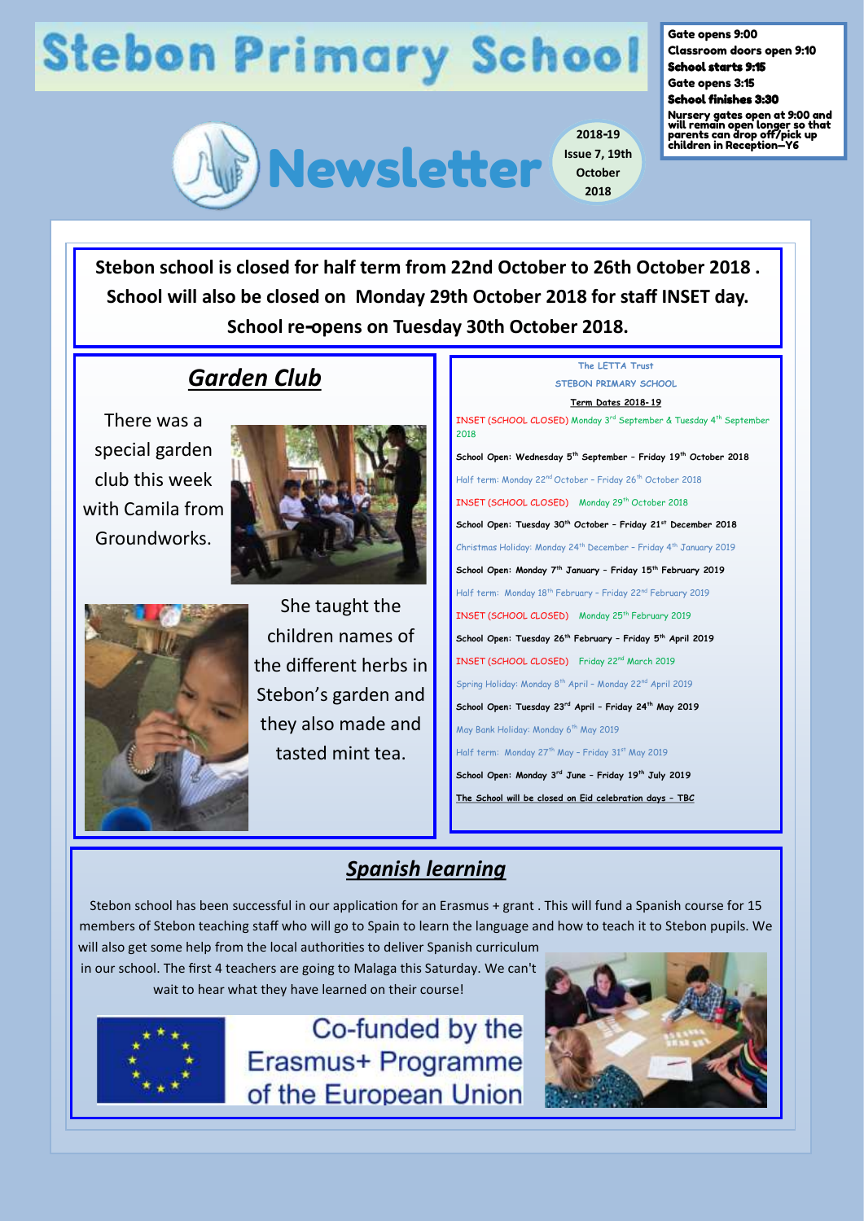# Stebon Primary School

## Newsletter

2018-19
Issue 7, 19th October 2018

**Gate opens 9:00**
**Classroom doors open 9:10**
**School starts 9:15**
**Gate opens 3:15**
**School finishes 3:30**
**Nursery gates open at 9:00 and will remain open longer so that parents can drop off/pick up children in Reception—Y6**

**Stebon school is closed for half term from 22nd October to 26th October 2018 . School will also be closed on Monday 29th October 2018 for staff INSET day. School re-opens on Tuesday 30th October 2018.**

## *Garden Club*

There was a special garden club this week with Camila from Groundworks.

She taught the children names of the different herbs in Stebon's garden and they also made and tasted mint tea.

The LETTA Trust
STEBON PRIMARY SCHOOL
Term Dates 2018-19

INSET (SCHOOL CLOSED) Monday 3rd September & Tuesday 4th September 2018

School Open: Wednesday 5th September – Friday 19th October 2018

Half term: Monday 22nd October – Friday 26th October 2018

INSET (SCHOOL CLOSED) Monday 29th October 2018

School Open: Tuesday 30th October – Friday 21st December 2018

Christmas Holiday: Monday 24th December – Friday 4th January 2019

School Open: Monday 7th January – Friday 15th February 2019

Half term: Monday 18th February – Friday 22nd February 2019

INSET (SCHOOL CLOSED) Monday 25th February 2019

School Open: Tuesday 26th February – Friday 5th April 2019

INSET (SCHOOL CLOSED) Friday 22nd March 2019

Spring Holiday: Monday 8th April – Monday 22nd April 2019

School Open: Tuesday 23rd April – Friday 24th May 2019

May Bank Holiday: Monday 6th May 2019

Half term: Monday 27th May – Friday 31st May 2019

School Open: Monday 3rd June – Friday 19th July 2019

The School will be closed on Eid celebration days – TBC

## *Spanish learning*

Stebon school has been successful in our application for an Erasmus + grant . This will fund a Spanish course for 15 members of Stebon teaching staff who will go to Spain to learn the language and how to teach it to Stebon pupils. We will also get some help from the local authorities to deliver Spanish curriculum in our school. The first 4 teachers are going to Malaga this Saturday. We can't wait to hear what they have learned on their course!

Co-funded by the Erasmus+ Programme of the European Union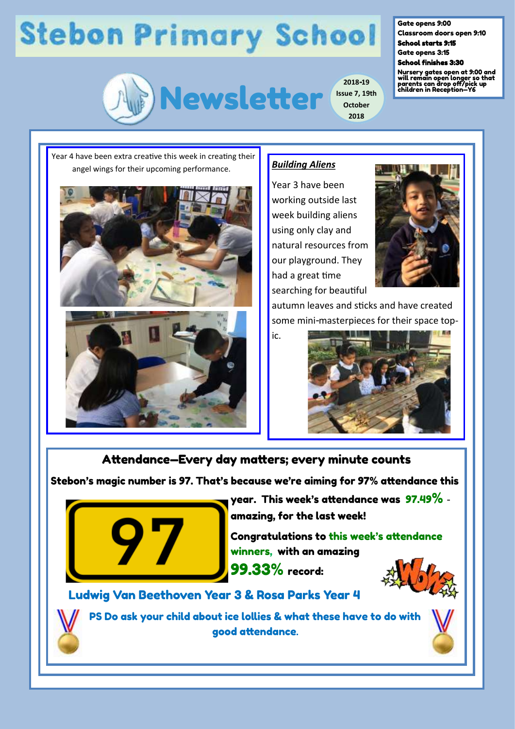# Stebon Primary School

## Newsletter

2018-19 Issue 7, 19th October 2018

**Gate opens 9:00**
**Classroom doors open 9:10**
**School starts 9:15**
**Gate opens 3:15**
**School finishes 3:30**
**Nursery gates open at 9:00 and will remain open longer so that parents can drop off/pick up children in Reception—Y6**

Year 4 have been extra creative this week in creating their angel wings for their upcoming performance.

### *Building Aliens*

Year 3 have been working outside last week building aliens using only clay and natural resources from our playground. They had a great time searching for beautiful autumn leaves and sticks and have created some mini-masterpieces for their space topic.

## Attendance—Every day matters; every minute counts

**Stebon's magic number is 97. That's because we're aiming for 97% attendance this year. This week's attendance was 97.49% - amazing, for the last week!**

**Congratulations to this week's attendance winners, with an amazing 99.33% record:**

**Ludwig Van Beethoven Year 3 & Rosa Parks Year 4**

**PS Do ask your child about ice lollies & what these have to do with good attendance.**